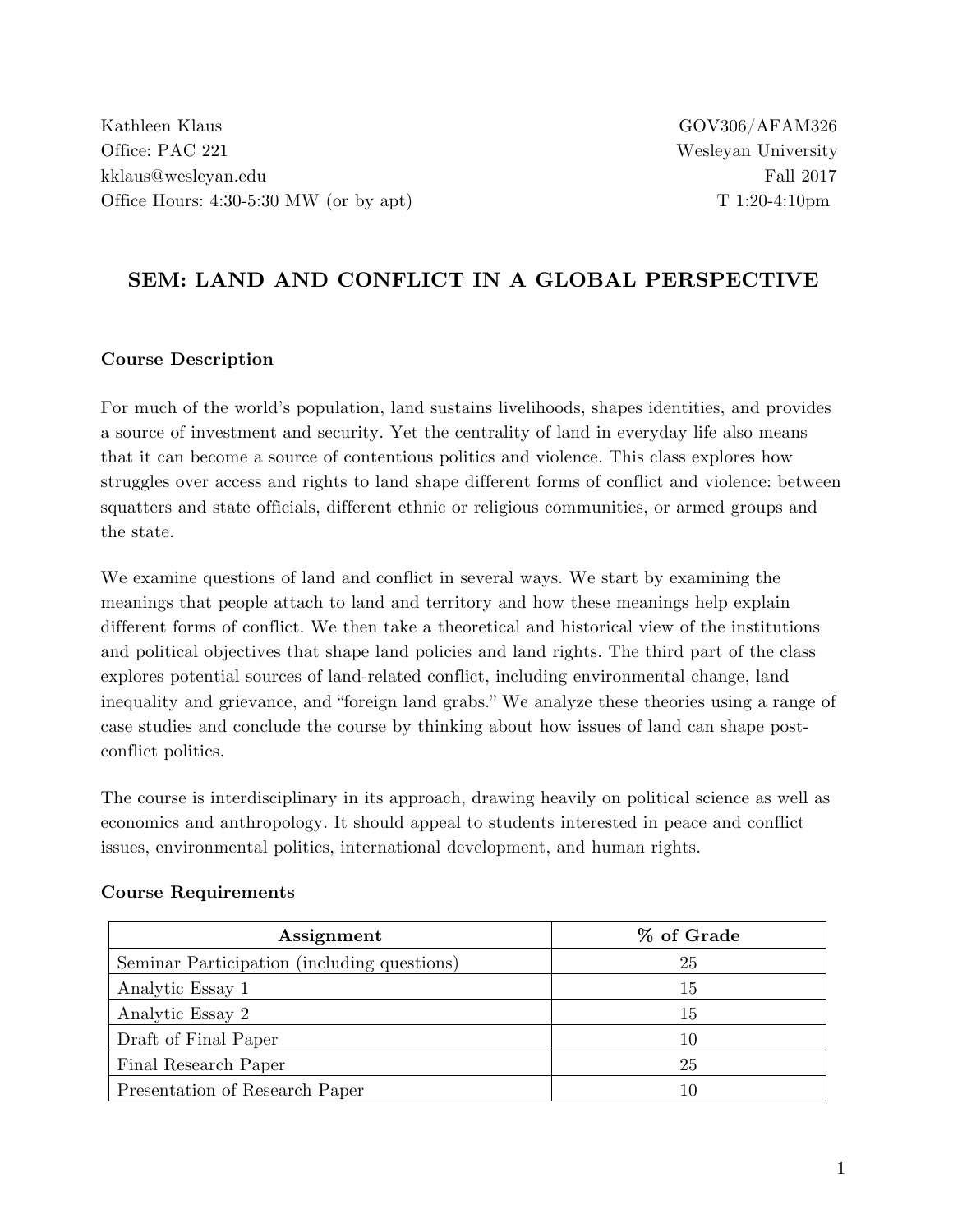Kathleen Klaus
Office: PAC 221
kklaus@wesleyan.edu
Office Hours: 4:30-5:30 MW (or by apt)

GOV306/AFAM326
Wesleyan University
Fall 2017
T 1:20-4:10pm

# SEM: LAND AND CONFLICT IN A GLOBAL PERSPECTIVE

### Course Description

For much of the world's population, land sustains livelihoods, shapes identities, and provides a source of investment and security. Yet the centrality of land in everyday life also means that it can become a source of contentious politics and violence. This class explores how struggles over access and rights to land shape different forms of conflict and violence: between squatters and state officials, different ethnic or religious communities, or armed groups and the state.

We examine questions of land and conflict in several ways. We start by examining the meanings that people attach to land and territory and how these meanings help explain different forms of conflict. We then take a theoretical and historical view of the institutions and political objectives that shape land policies and land rights. The third part of the class explores potential sources of land-related conflict, including environmental change, land inequality and grievance, and "foreign land grabs." We analyze these theories using a range of case studies and conclude the course by thinking about how issues of land can shape post-conflict politics.

The course is interdisciplinary in its approach, drawing heavily on political science as well as economics and anthropology. It should appeal to students interested in peace and conflict issues, environmental politics, international development, and human rights.

### Course Requirements

| Assignment | % of Grade |
| --- | --- |
| Seminar Participation (including questions) | 25 |
| Analytic Essay 1 | 15 |
| Analytic Essay 2 | 15 |
| Draft of Final Paper | 10 |
| Final Research Paper | 25 |
| Presentation of Research Paper | 10 |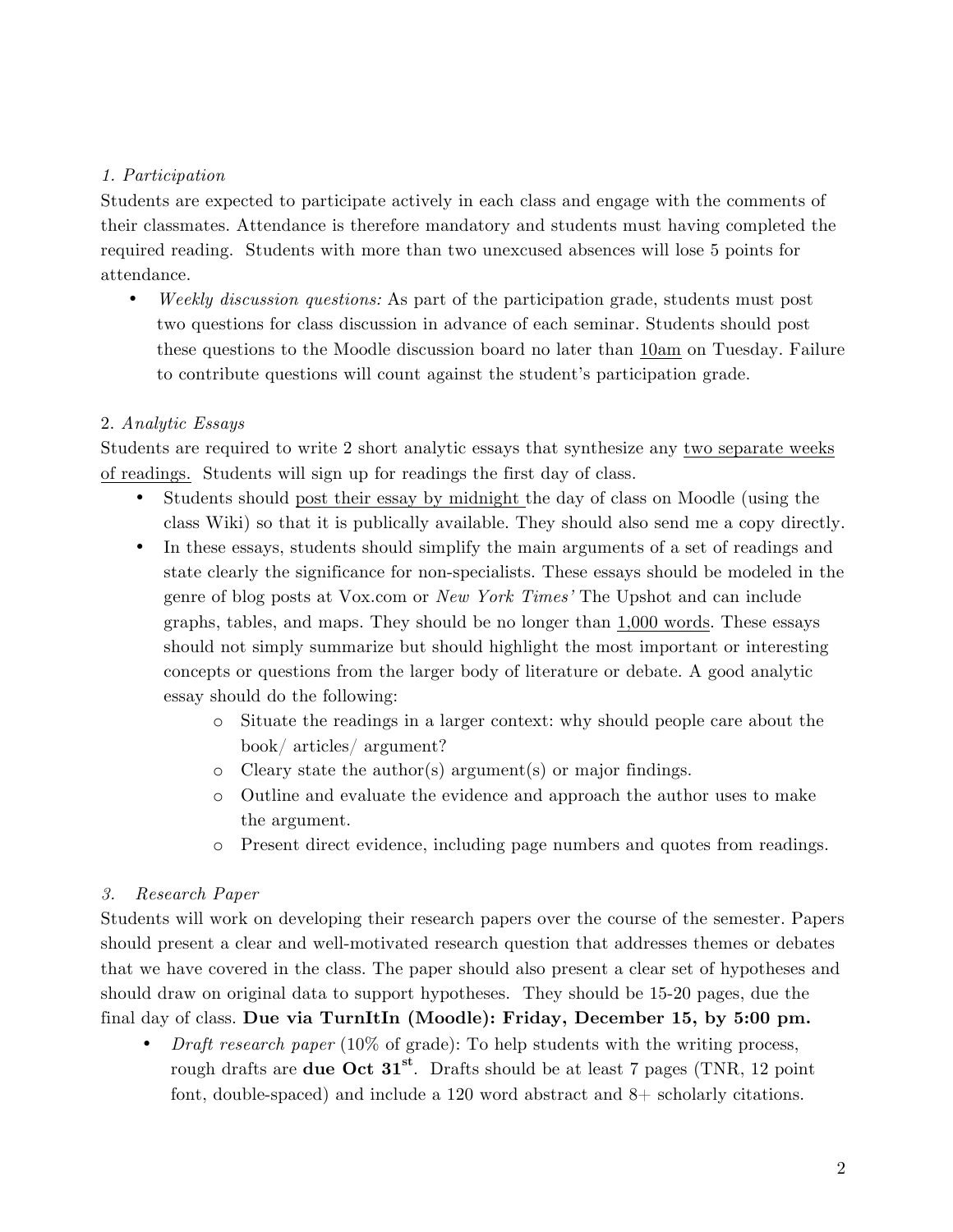*1. Participation*

Students are expected to participate actively in each class and engage with the comments of their classmates. Attendance is therefore mandatory and students must having completed the required reading. Students with more than two unexcused absences will lose 5 points for attendance.

- *Weekly discussion questions:* As part of the participation grade, students must post two questions for class discussion in advance of each seminar. Students should post these questions to the Moodle discussion board no later than <u>10am</u> on Tuesday. Failure to contribute questions will count against the student's participation grade.

2. *Analytic Essays*

Students are required to write 2 short analytic essays that synthesize any <u>two separate weeks of readings.</u> Students will sign up for readings the first day of class.

- Students should <u>post their essay by midnight</u> the day of class on Moodle (using the class Wiki) so that it is publically available. They should also send me a copy directly.
- In these essays, students should simplify the main arguments of a set of readings and state clearly the significance for non-specialists. These essays should be modeled in the genre of blog posts at Vox.com or *New York Times'* The Upshot and can include graphs, tables, and maps. They should be no longer than <u>1,000 words</u>. These essays should not simply summarize but should highlight the most important or interesting concepts or questions from the larger body of literature or debate. A good analytic essay should do the following:
    - Situate the readings in a larger context: why should people care about the book/ articles/ argument?
    - Cleary state the author(s) argument(s) or major findings.
    - Outline and evaluate the evidence and approach the author uses to make the argument.
    - Present direct evidence, including page numbers and quotes from readings.

*3. Research Paper*

Students will work on developing their research papers over the course of the semester. Papers should present a clear and well-motivated research question that addresses themes or debates that we have covered in the class. The paper should also present a clear set of hypotheses and should draw on original data to support hypotheses. They should be 15-20 pages, due the final day of class. **Due via TurnItIn (Moodle): Friday, December 15, by 5:00 pm.**

- *Draft research paper* (10% of grade): To help students with the writing process, rough drafts are **due Oct 31st**. Drafts should be at least 7 pages (TNR, 12 point font, double-spaced) and include a 120 word abstract and 8+ scholarly citations.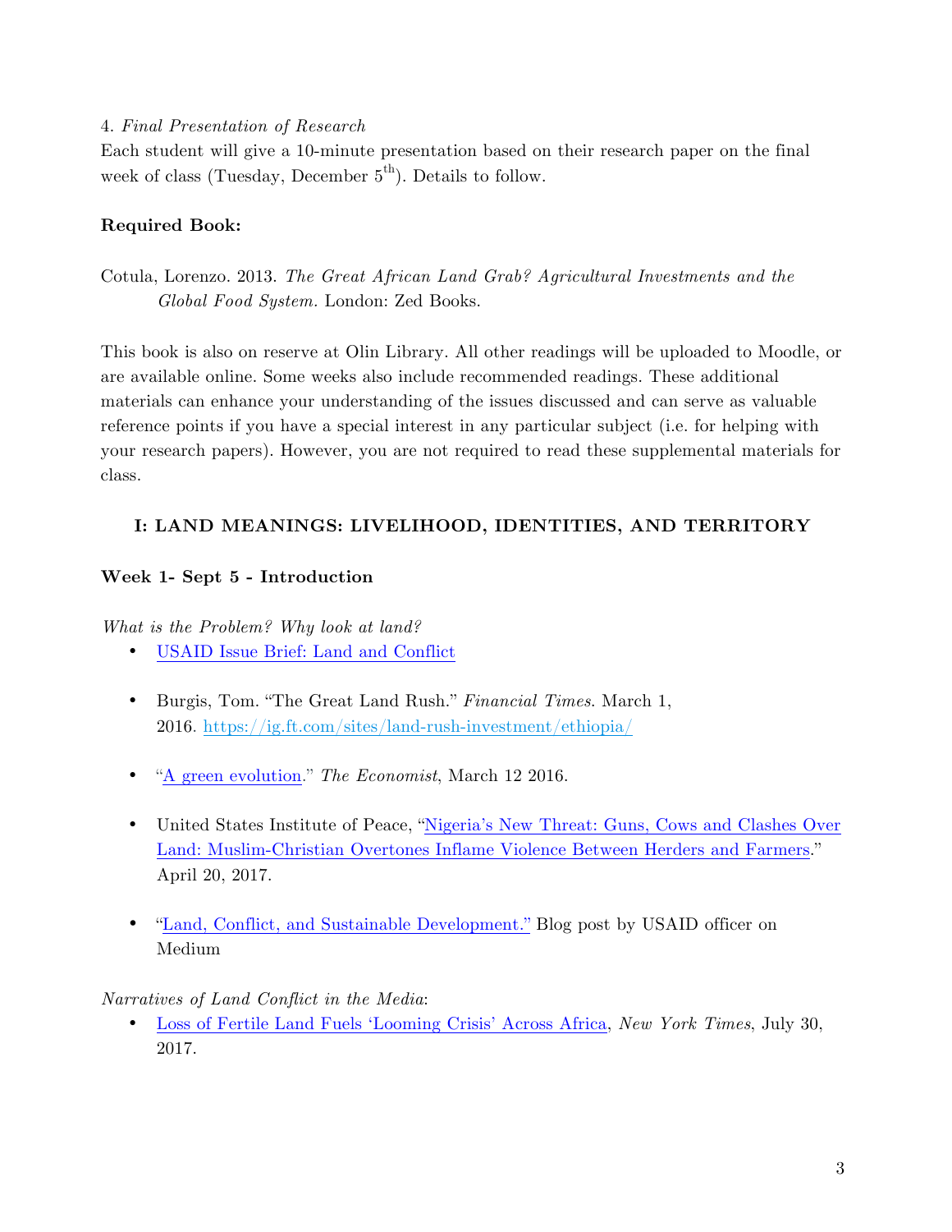4. *Final Presentation of Research*
Each student will give a 10-minute presentation based on their research paper on the final week of class (Tuesday, December 5th). Details to follow.

**Required Book:**

Cotula, Lorenzo. 2013. *The Great African Land Grab? Agricultural Investments and the Global Food System*. London: Zed Books.

This book is also on reserve at Olin Library. All other readings will be uploaded to Moodle, or are available online. Some weeks also include recommended readings. These additional materials can enhance your understanding of the issues discussed and can serve as valuable reference points if you have a special interest in any particular subject (i.e. for helping with your research papers). However, you are not required to read these supplemental materials for class.

## I: LAND MEANINGS: LIVELIHOOD, IDENTITIES, AND TERRITORY

### Week 1- Sept 5 - Introduction

*What is the Problem? Why look at land?*

- USAID Issue Brief: Land and Conflict
- Burgis, Tom. "The Great Land Rush." *Financial Times*. March 1, 2016. https://ig.ft.com/sites/land-rush-investment/ethiopia/
- "A green evolution." *The Economist*, March 12 2016.
- United States Institute of Peace, "Nigeria's New Threat: Guns, Cows and Clashes Over Land: Muslim-Christian Overtones Inflame Violence Between Herders and Farmers." April 20, 2017.
- "Land, Conflict, and Sustainable Development." Blog post by USAID officer on Medium

*Narratives of Land Conflict in the Media*:

- Loss of Fertile Land Fuels 'Looming Crisis' Across Africa, *New York Times*, July 30, 2017.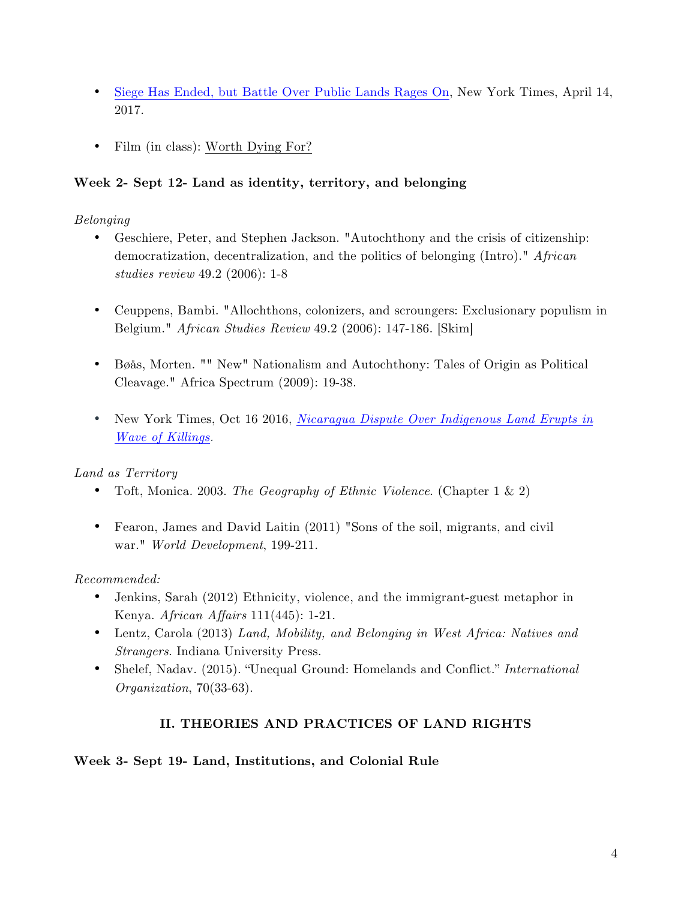- Siege Has Ended, but Battle Over Public Lands Rages On, New York Times, April 14, 2017.

- Film (in class): Worth Dying For?

**Week 2- Sept 12- Land as identity, territory, and belonging**

*Belonging*

- Geschiere, Peter, and Stephen Jackson. "Autochthony and the crisis of citizenship: democratization, decentralization, and the politics of belonging (Intro)." *African studies review* 49.2 (2006): 1-8

- Ceuppens, Bambi. "Allochthons, colonizers, and scroungers: Exclusionary populism in Belgium." *African Studies Review* 49.2 (2006): 147-186. [Skim]

- Bøås, Morten. "" New" Nationalism and Autochthony: Tales of Origin as Political Cleavage." Africa Spectrum (2009): 19-38.

- New York Times, Oct 16 2016, *Nicaragua Dispute Over Indigenous Land Erupts in Wave of Killings*.

*Land as Territory*

- Toft, Monica. 2003. *The Geography of Ethnic Violence*. (Chapter 1 & 2)

- Fearon, James and David Laitin (2011) "Sons of the soil, migrants, and civil war." *World Development*, 199-211.

*Recommended:*

- Jenkins, Sarah (2012) Ethnicity, violence, and the immigrant-guest metaphor in Kenya. *African Affairs* 111(445): 1-21.
- Lentz, Carola (2013) *Land, Mobility, and Belonging in West Africa: Natives and Strangers*. Indiana University Press.
- Shelef, Nadav. (2015). "Unequal Ground: Homelands and Conflict." *International Organization*, 70(33-63).

## II. THEORIES AND PRACTICES OF LAND RIGHTS

**Week 3- Sept 19- Land, Institutions, and Colonial Rule**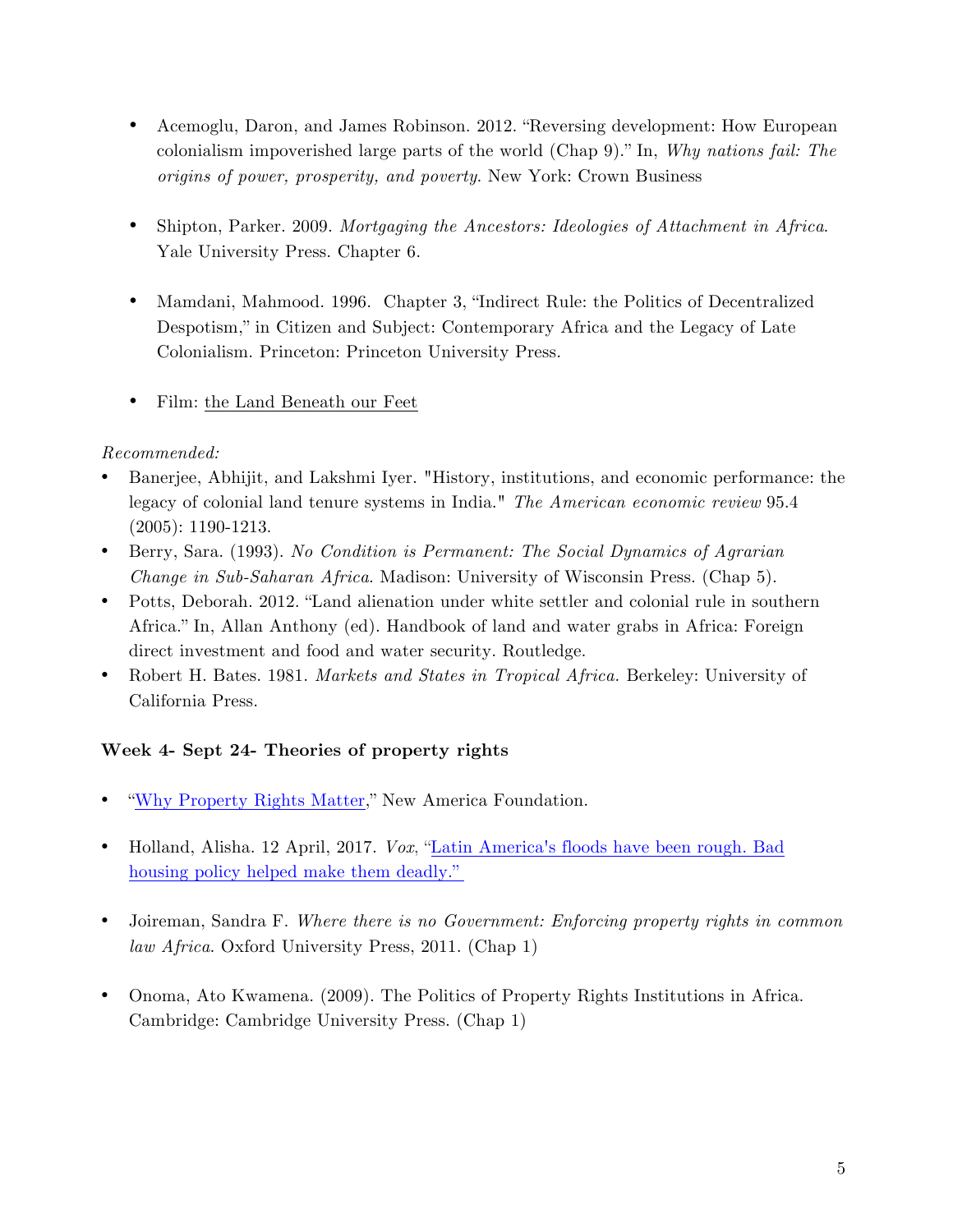- Acemoglu, Daron, and James Robinson. 2012. "Reversing development: How European colonialism impoverished large parts of the world (Chap 9)." In, *Why nations fail: The origins of power, prosperity, and poverty*. New York: Crown Business

- Shipton, Parker. 2009. *Mortgaging the Ancestors: Ideologies of Attachment in Africa*. Yale University Press. Chapter 6.

- Mamdani, Mahmood. 1996. Chapter 3, "Indirect Rule: the Politics of Decentralized Despotism," in Citizen and Subject: Contemporary Africa and the Legacy of Late Colonialism. Princeton: Princeton University Press.

- Film: the Land Beneath our Feet

*Recommended:*

- Banerjee, Abhijit, and Lakshmi Iyer. "History, institutions, and economic performance: the legacy of colonial land tenure systems in India." *The American economic review* 95.4 (2005): 1190-1213.
- Berry, Sara. (1993). *No Condition is Permanent: The Social Dynamics of Agrarian Change in Sub-Saharan Africa*. Madison: University of Wisconsin Press. (Chap 5).
- Potts, Deborah. 2012. "Land alienation under white settler and colonial rule in southern Africa." In, Allan Anthony (ed). Handbook of land and water grabs in Africa: Foreign direct investment and food and water security. Routledge.
- Robert H. Bates. 1981. *Markets and States in Tropical Africa.* Berkeley: University of California Press.

**Week 4- Sept 24- Theories of property rights**

- "Why Property Rights Matter," New America Foundation.

- Holland, Alisha. 12 April, 2017. *Vox*, "Latin America's floods have been rough. Bad housing policy helped make them deadly."

- Joireman, Sandra F. *Where there is no Government: Enforcing property rights in common law Africa*. Oxford University Press, 2011. (Chap 1)

- Onoma, Ato Kwamena. (2009). The Politics of Property Rights Institutions in Africa. Cambridge: Cambridge University Press. (Chap 1)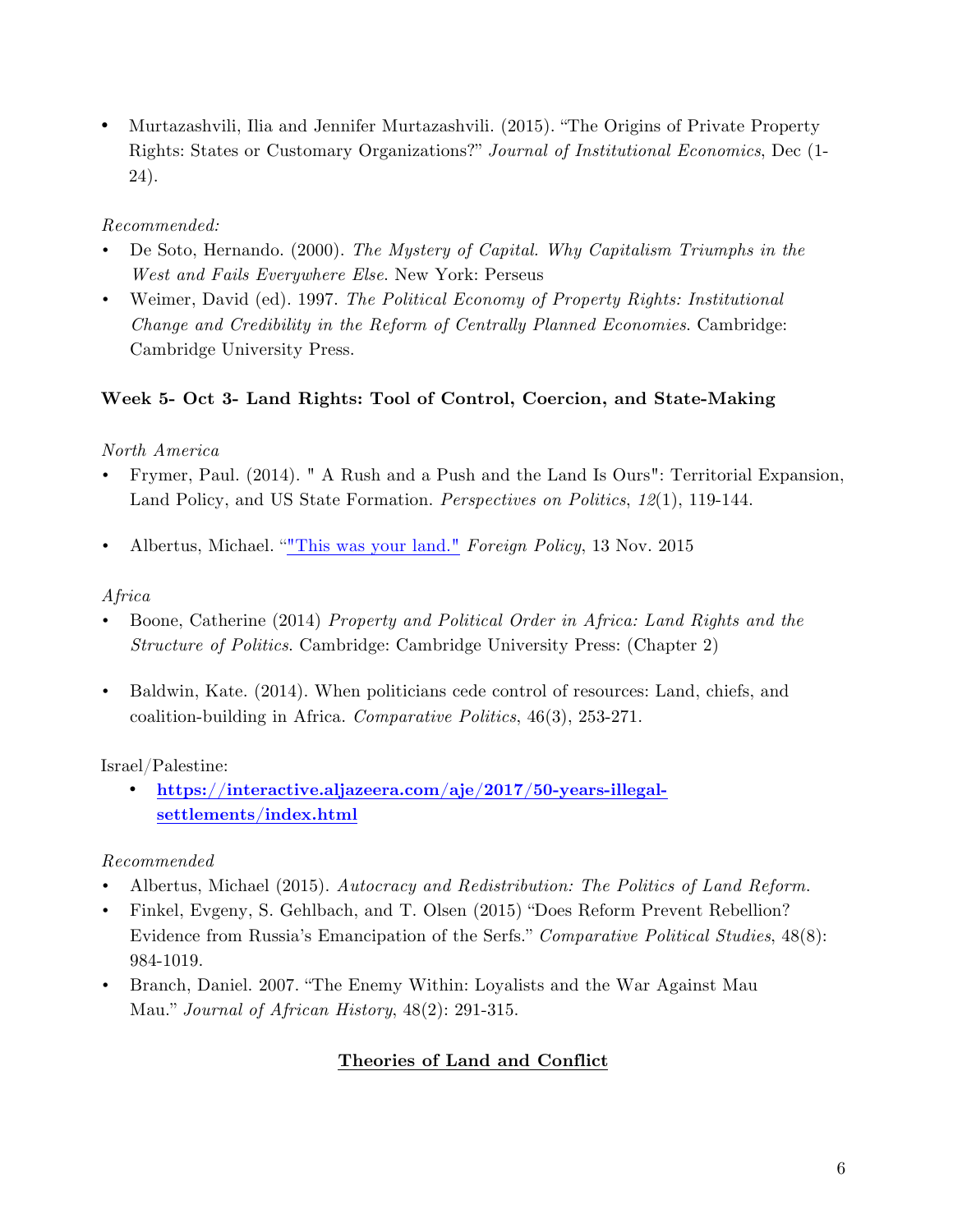- Murtazashvili, Ilia and Jennifer Murtazashvili. (2015). "The Origins of Private Property Rights: States or Customary Organizations?" *Journal of Institutional Economics*, Dec (1-24).

*Recommended:*

- De Soto, Hernando. (2000). *The Mystery of Capital. Why Capitalism Triumphs in the West and Fails Everywhere Else*. New York: Perseus
- Weimer, David (ed). 1997. *The Political Economy of Property Rights: Institutional Change and Credibility in the Reform of Centrally Planned Economies*. Cambridge: Cambridge University Press.

**Week 5- Oct 3- Land Rights: Tool of Control, Coercion, and State-Making**

*North America*

- Frymer, Paul. (2014). " A Rush and a Push and the Land Is Ours": Territorial Expansion, Land Policy, and US State Formation. *Perspectives on Politics*, *12*(1), 119-144.
- Albertus, Michael. ""This was your land." *Foreign Policy*, 13 Nov. 2015

*Africa*

- Boone, Catherine (2014) *Property and Political Order in Africa: Land Rights and the Structure of Politics*. Cambridge: Cambridge University Press: (Chapter 2)
- Baldwin, Kate. (2014). When politicians cede control of resources: Land, chiefs, and coalition-building in Africa. *Comparative Politics*, 46(3), 253-271.

Israel/Palestine:

- **https://interactive.aljazeera.com/aje/2017/50-years-illegal-settlements/index.html**

*Recommended*

- Albertus, Michael (2015). *Autocracy and Redistribution: The Politics of Land Reform.*
- Finkel, Evgeny, S. Gehlbach, and T. Olsen (2015) "Does Reform Prevent Rebellion? Evidence from Russia's Emancipation of the Serfs." *Comparative Political Studies*, 48(8): 984-1019.
- Branch, Daniel. 2007. "The Enemy Within: Loyalists and the War Against Mau Mau." *Journal of African History*, 48(2): 291-315.

## Theories of Land and Conflict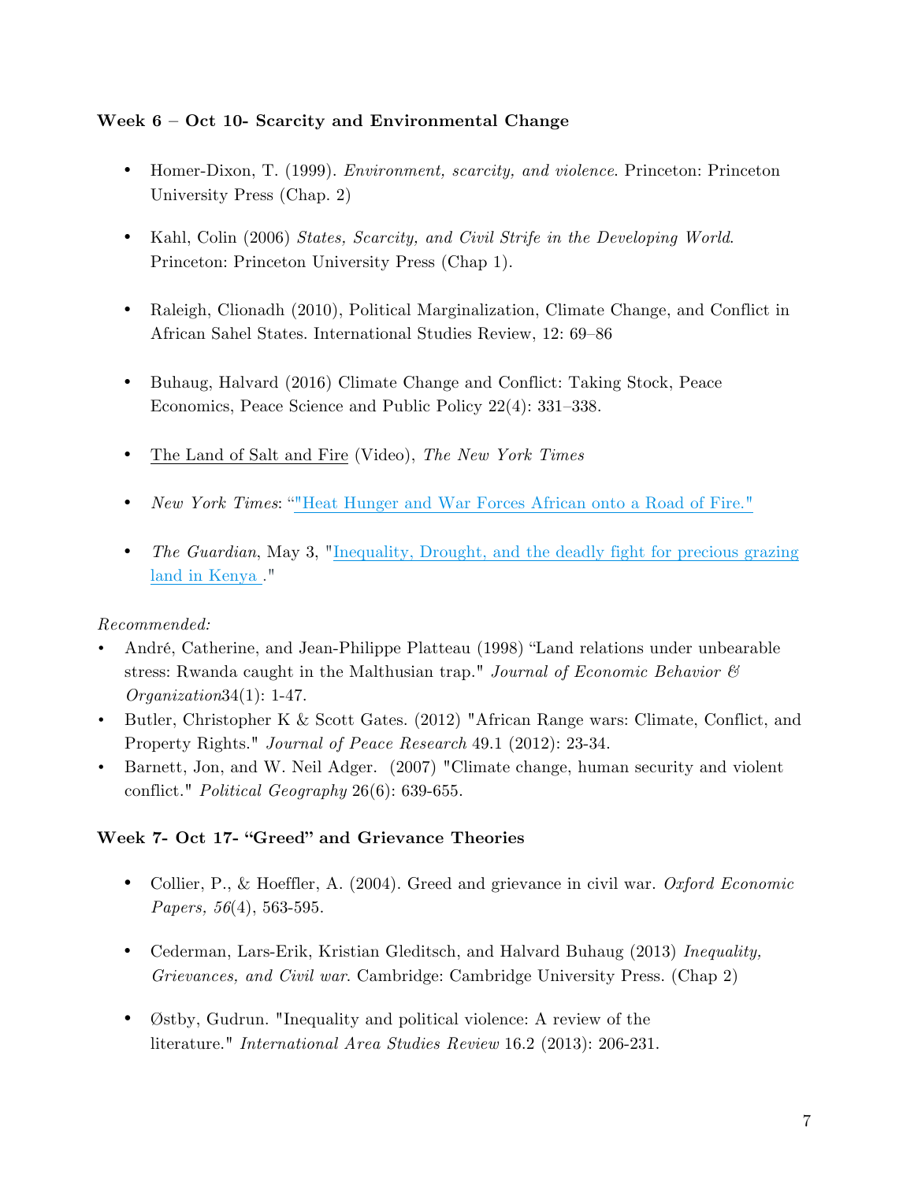**Week 6 – Oct 10- Scarcity and Environmental Change**

- Homer-Dixon, T. (1999). *Environment, scarcity, and violence*. Princeton: Princeton University Press (Chap. 2)
- Kahl, Colin (2006) *States, Scarcity, and Civil Strife in the Developing World*. Princeton: Princeton University Press (Chap 1).
- Raleigh, Clionadh (2010), Political Marginalization, Climate Change, and Conflict in African Sahel States. International Studies Review, 12: 69–86
- Buhaug, Halvard (2016) Climate Change and Conflict: Taking Stock, Peace Economics, Peace Science and Public Policy 22(4): 331–338.
- The Land of Salt and Fire (Video), *The New York Times*
- *New York Times*: ""Heat Hunger and War Forces African onto a Road of Fire."
- *The Guardian*, May 3, "Inequality, Drought, and the deadly fight for precious grazing land in Kenya ."

*Recommended:*

- André, Catherine, and Jean-Philippe Platteau (1998) "Land relations under unbearable stress: Rwanda caught in the Malthusian trap." *Journal of Economic Behavior & Organization*34(1): 1-47.
- Butler, Christopher K & Scott Gates. (2012) "African Range wars: Climate, Conflict, and Property Rights." *Journal of Peace Research* 49.1 (2012): 23-34.
- Barnett, Jon, and W. Neil Adger. (2007) "Climate change, human security and violent conflict." *Political Geography* 26(6): 639-655.

**Week 7- Oct 17- "Greed" and Grievance Theories**

- Collier, P., & Hoeffler, A. (2004). Greed and grievance in civil war. *Oxford Economic Papers, 56*(4), 563-595.
- Cederman, Lars-Erik, Kristian Gleditsch, and Halvard Buhaug (2013) *Inequality, Grievances, and Civil war*. Cambridge: Cambridge University Press. (Chap 2)
- Østby, Gudrun. "Inequality and political violence: A review of the literature." *International Area Studies Review* 16.2 (2013): 206-231.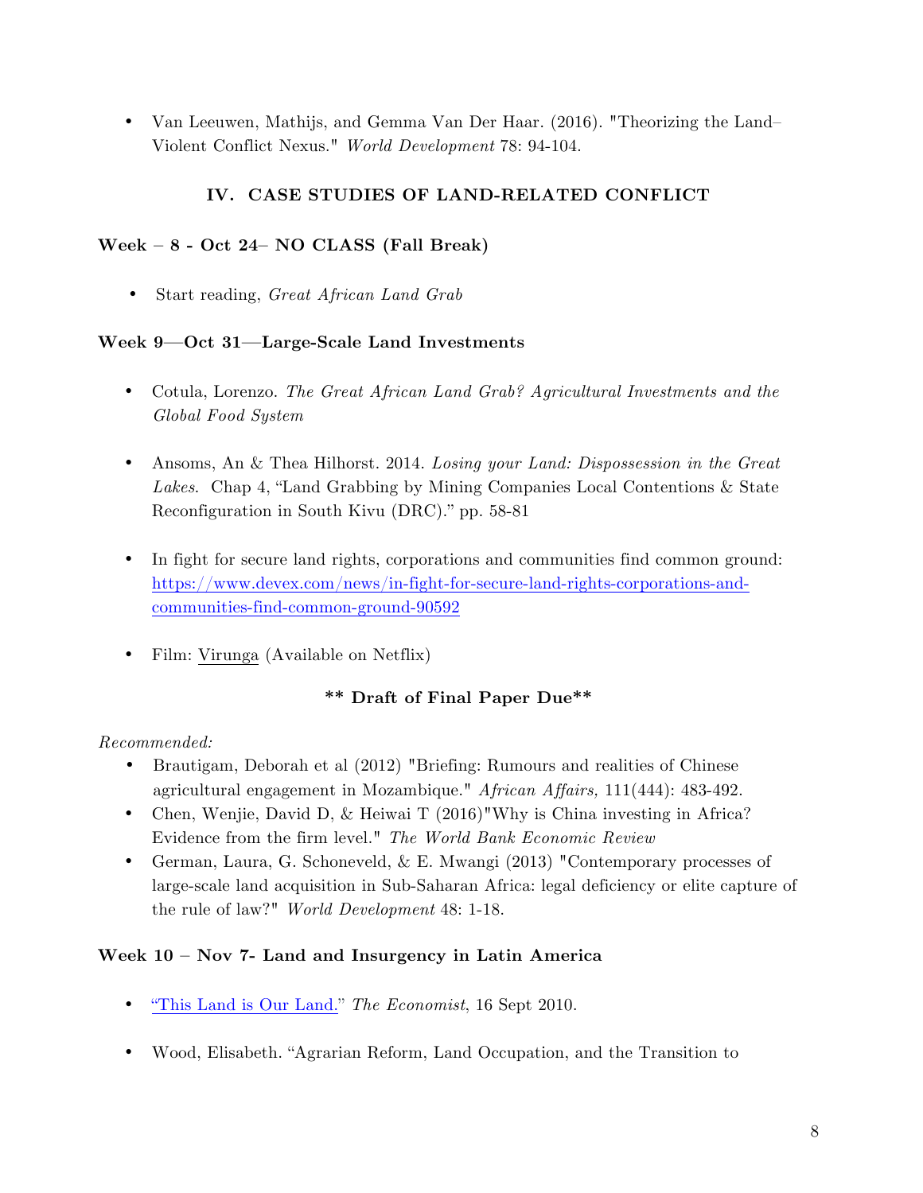- Van Leeuwen, Mathijs, and Gemma Van Der Haar. (2016). "Theorizing the Land–Violent Conflict Nexus." *World Development* 78: 94-104.

## IV. CASE STUDIES OF LAND-RELATED CONFLICT

### Week – 8 - Oct 24– NO CLASS (Fall Break)

- Start reading, *Great African Land Grab*

### Week 9—Oct 31—Large-Scale Land Investments

- Cotula, Lorenzo. *The Great African Land Grab? Agricultural Investments and the Global Food System*
- Ansoms, An & Thea Hilhorst. 2014. *Losing your Land: Dispossession in the Great Lakes.* Chap 4, "Land Grabbing by Mining Companies Local Contentions & State Reconfiguration in South Kivu (DRC)." pp. 58-81
- In fight for secure land rights, corporations and communities find common ground: https://www.devex.com/news/in-fight-for-secure-land-rights-corporations-and-communities-find-common-ground-90592
- Film: Virunga (Available on Netflix)

**\*\* Draft of Final Paper Due\*\***

*Recommended:*

- Brautigam, Deborah et al (2012) "Briefing: Rumours and realities of Chinese agricultural engagement in Mozambique." *African Affairs,* 111(444): 483-492.
- Chen, Wenjie, David D, & Heiwai T (2016)"Why is China investing in Africa? Evidence from the firm level." *The World Bank Economic Review*
- German, Laura, G. Schoneveld, & E. Mwangi (2013) "Contemporary processes of large-scale land acquisition in Sub-Saharan Africa: legal deficiency or elite capture of the rule of law?" *World Development* 48: 1-18.

### Week 10 – Nov 7- Land and Insurgency in Latin America

- "This Land is Our Land." *The Economist*, 16 Sept 2010.
- Wood, Elisabeth. "Agrarian Reform, Land Occupation, and the Transition to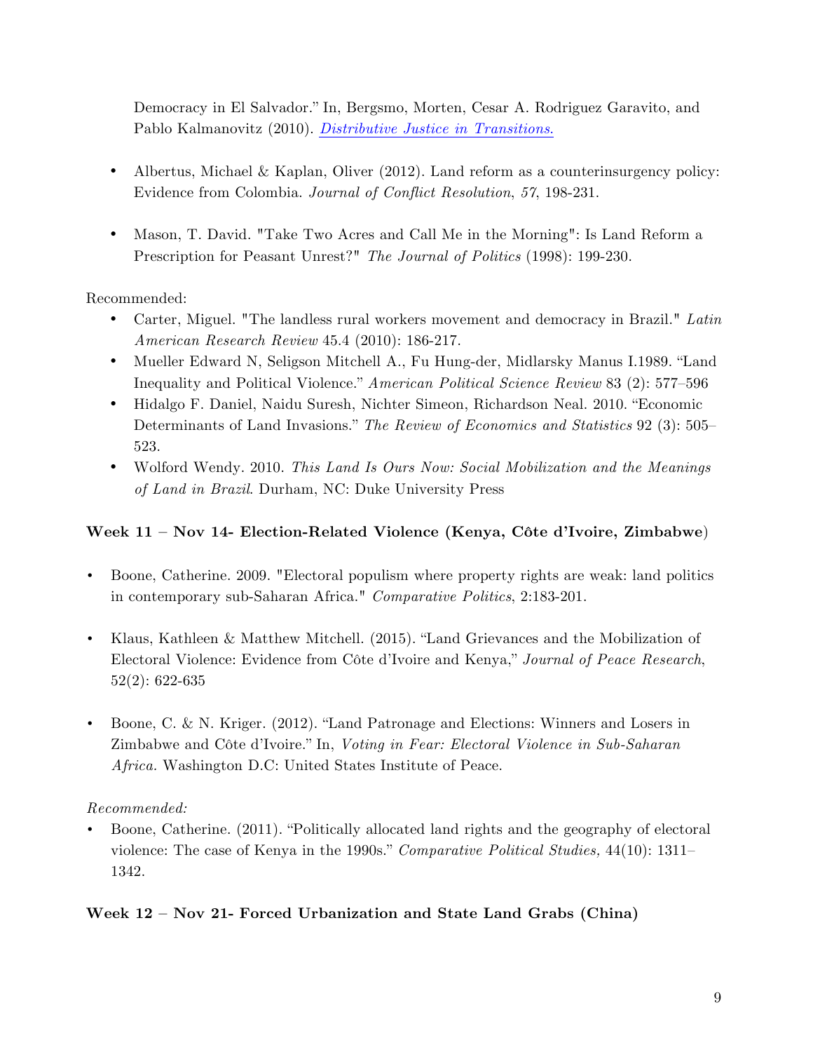Democracy in El Salvador." In, Bergsmo, Morten, Cesar A. Rodriguez Garavito, and Pablo Kalmanovitz (2010). *Distributive Justice in Transitions.*

- Albertus, Michael & Kaplan, Oliver (2012). Land reform as a counterinsurgency policy: Evidence from Colombia. *Journal of Conflict Resolution*, *57*, 198-231.

- Mason, T. David. "Take Two Acres and Call Me in the Morning": Is Land Reform a Prescription for Peasant Unrest?" *The Journal of Politics* (1998): 199-230.

Recommended:

- Carter, Miguel. "The landless rural workers movement and democracy in Brazil." *Latin American Research Review* 45.4 (2010): 186-217.
- Mueller Edward N, Seligson Mitchell A., Fu Hung-der, Midlarsky Manus I.1989. "Land Inequality and Political Violence." *American Political Science Review* 83 (2): 577–596
- Hidalgo F. Daniel, Naidu Suresh, Nichter Simeon, Richardson Neal. 2010. "Economic Determinants of Land Invasions." *The Review of Economics and Statistics* 92 (3): 505–523.
- Wolford Wendy. 2010. *This Land Is Ours Now: Social Mobilization and the Meanings of Land in Brazil*. Durham, NC: Duke University Press

**Week 11 – Nov 14- Election-Related Violence (Kenya, Côte d'Ivoire, Zimbabwe)**

- Boone, Catherine. 2009. "Electoral populism where property rights are weak: land politics in contemporary sub-Saharan Africa." *Comparative Politics*, 2:183-201.

- Klaus, Kathleen & Matthew Mitchell. (2015). "Land Grievances and the Mobilization of Electoral Violence: Evidence from Côte d'Ivoire and Kenya," *Journal of Peace Research*, 52(2): 622-635

- Boone, C. & N. Kriger. (2012). "Land Patronage and Elections: Winners and Losers in Zimbabwe and Côte d'Ivoire." In, *Voting in Fear: Electoral Violence in Sub-Saharan Africa.* Washington D.C: United States Institute of Peace.

*Recommended:*

- Boone, Catherine. (2011). "Politically allocated land rights and the geography of electoral violence: The case of Kenya in the 1990s." *Comparative Political Studies,* 44(10): 1311–1342.

**Week 12 – Nov 21- Forced Urbanization and State Land Grabs (China)**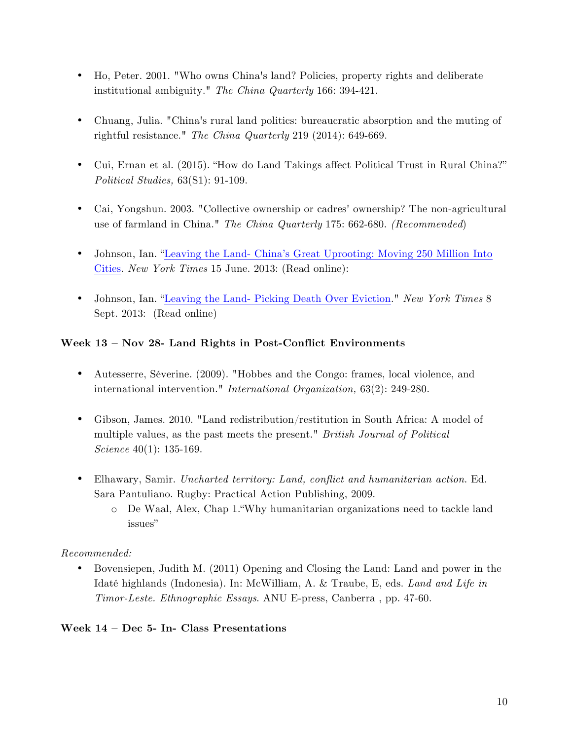- Ho, Peter. 2001. "Who owns China's land? Policies, property rights and deliberate institutional ambiguity." *The China Quarterly* 166: 394-421.

- Chuang, Julia. "China's rural land politics: bureaucratic absorption and the muting of rightful resistance." *The China Quarterly* 219 (2014): 649-669.

- Cui, Ernan et al. (2015). "How do Land Takings affect Political Trust in Rural China?" *Political Studies,* 63(S1): 91-109.

- Cai, Yongshun. 2003. "Collective ownership or cadres' ownership? The non-agricultural use of farmland in China." *The China Quarterly* 175: 662-680. *(Recommended)*

- Johnson, Ian. "Leaving the Land- China's Great Uprooting: Moving 250 Million Into Cities. *New York Times* 15 June. 2013: (Read online):

- Johnson, Ian. "Leaving the Land- Picking Death Over Eviction." *New York Times* 8 Sept. 2013: (Read online)

### Week 13 – Nov 28- Land Rights in Post-Conflict Environments

- Autesserre, Séverine. (2009). "Hobbes and the Congo: frames, local violence, and international intervention." *International Organization,* 63(2): 249-280.

- Gibson, James. 2010. "Land redistribution/restitution in South Africa: A model of multiple values, as the past meets the present." *British Journal of Political Science* 40(1): 135-169.

- Elhawary, Samir. *Uncharted territory: Land, conflict and humanitarian action*. Ed. Sara Pantuliano. Rugby: Practical Action Publishing, 2009.
  - De Waal, Alex, Chap 1."Why humanitarian organizations need to tackle land issues"

*Recommended:*

- Bovensiepen, Judith M. (2011) Opening and Closing the Land: Land and power in the Idaté highlands (Indonesia). In: McWilliam, A. & Traube, E, eds. *Land and Life in Timor-Leste. Ethnographic Essays*. ANU E-press, Canberra , pp. 47-60.

### Week 14 – Dec 5- In- Class Presentations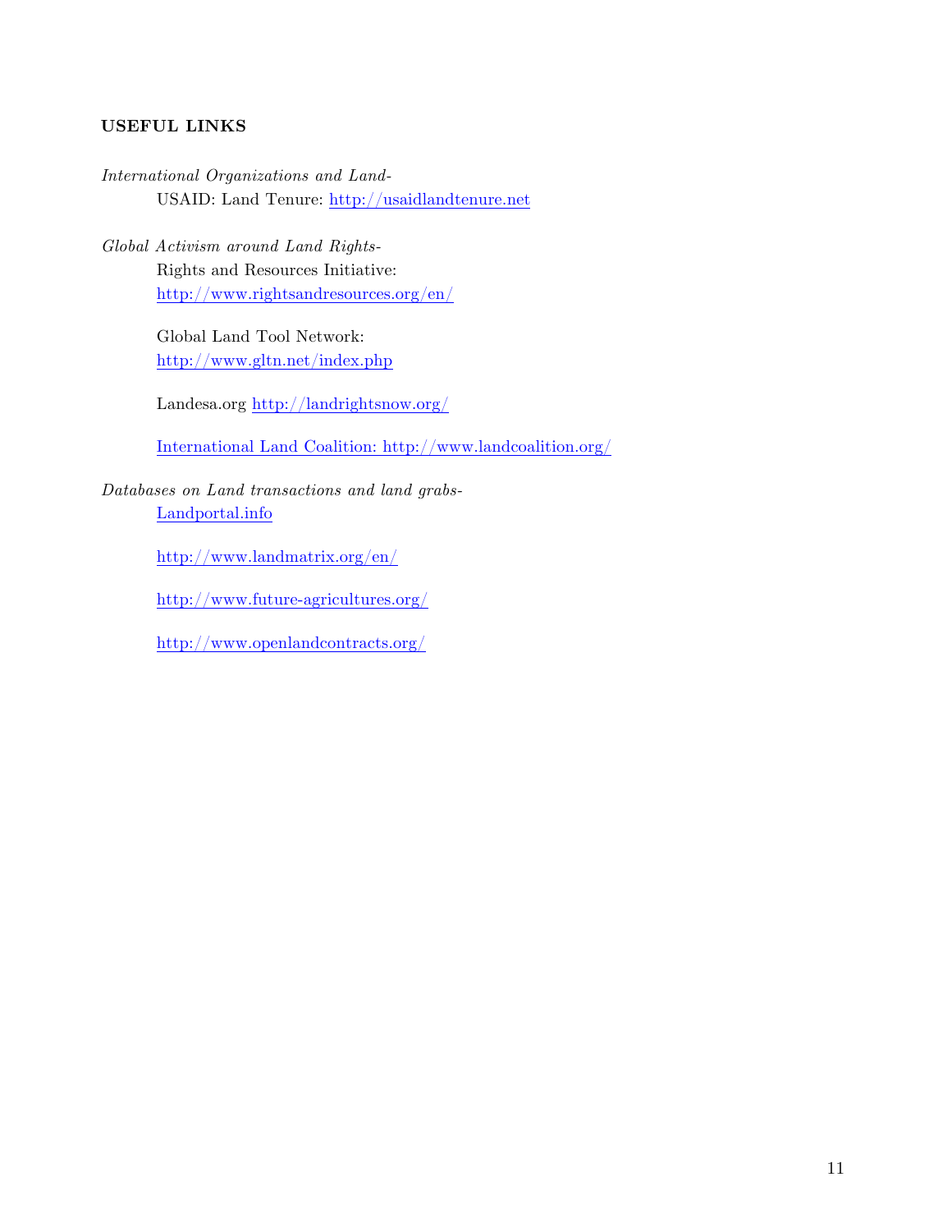**USEFUL LINKS**

*International Organizations and Land-*

USAID: Land Tenure: http://usaidlandtenure.net

*Global Activism around Land Rights-*

Rights and Resources Initiative:
http://www.rightsandresources.org/en/

Global Land Tool Network:
http://www.gltn.net/index.php

Landesa.org http://landrightsnow.org/

International Land Coalition: http://www.landcoalition.org/

*Databases on Land transactions and land grabs-*

Landportal.info

http://www.landmatrix.org/en/

http://www.future-agricultures.org/

http://www.openlandcontracts.org/